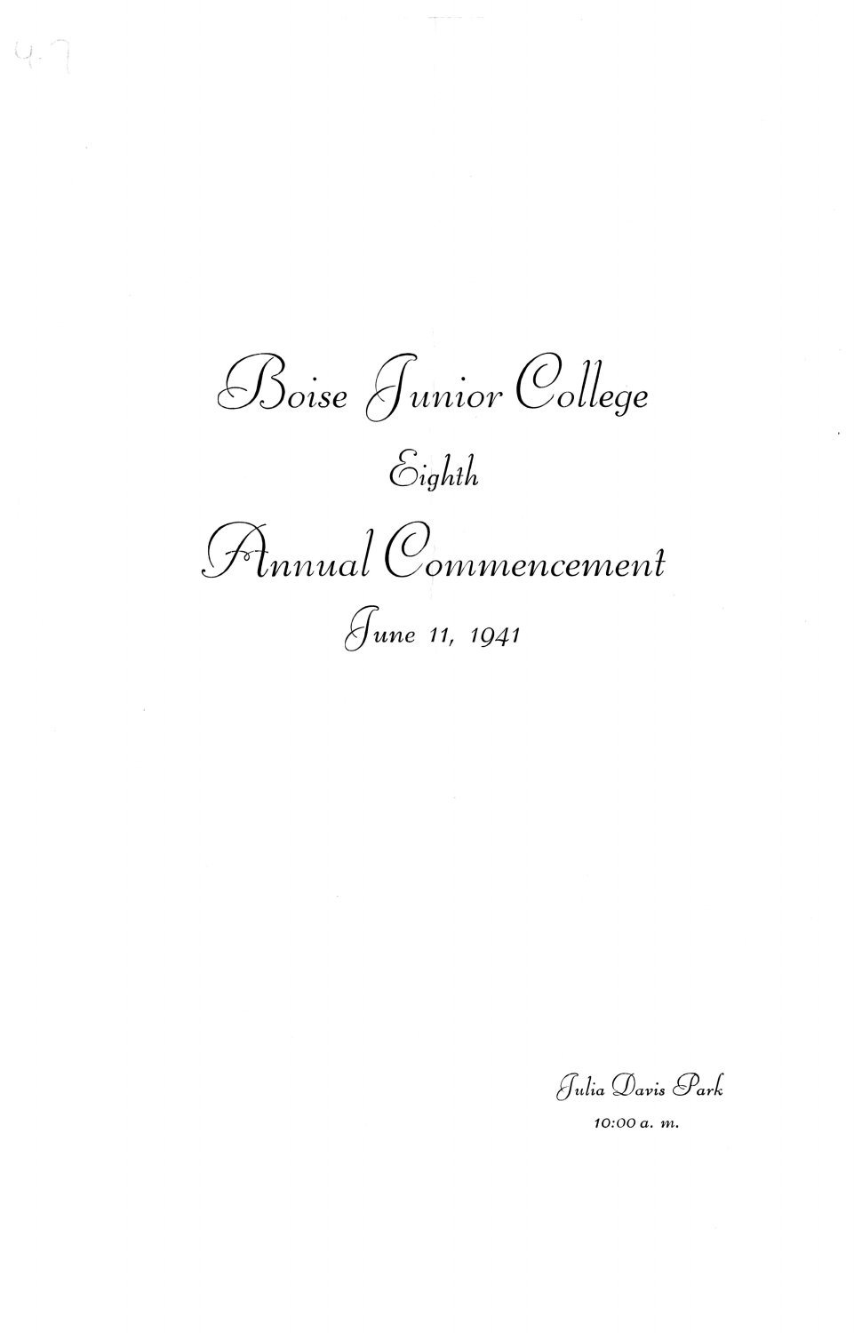# Boise Junior College

## Eighth

# Annual Commencement

## June 11, 1941

*Julia Davis Park*

*10:00 a. m.*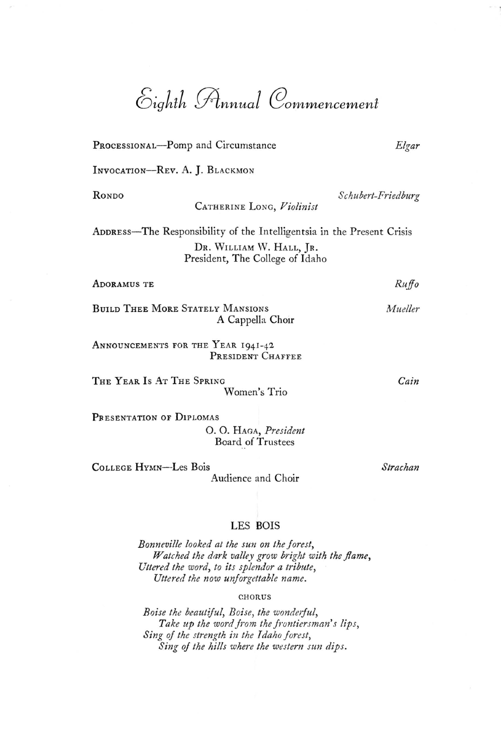# Eighth Annual Commencement

PROCESSIONAL—Pomp and Circumstance *Elgar*

INVOCATION—REV. A. J. BLACKMON

RONDO *Schubert-Friedburg*
CATHERINE LONG, *Violinist*

ADDRESS—The Responsibility of the Intelligentsia in the Present Crisis
DR. WILLIAM W. HALL, JR.
President, The College of Idaho

ADORAMUS TE *Ruffo*

BUILD THEE MORE STATELY MANSIONS *Mueller*
A Cappella Choir

ANNOUNCEMENTS FOR THE YEAR 1941-42
PRESIDENT CHAFFEE

THE YEAR IS AT THE SPRING *Cain*
Women's Trio

PRESENTATION OF DIPLOMAS
O. O. HAGA, *President*
Board of Trustees

COLLEGE HYMN—Les Bois *Strachan*
Audience and Choir

## LES BOIS

*Bonneville looked at the sun on the forest,*
*Watched the dark valley grow bright with the flame,*
*Uttered the word, to its splendor a tribute,*
*Uttered the now unforgettable name.*

CHORUS

*Boise the beautiful, Boise, the wonderful,*
*Take up the word from the frontiersman's lips,*
*Sing of the strength in the Idaho forest,*
*Sing of the hills where the western sun dips.*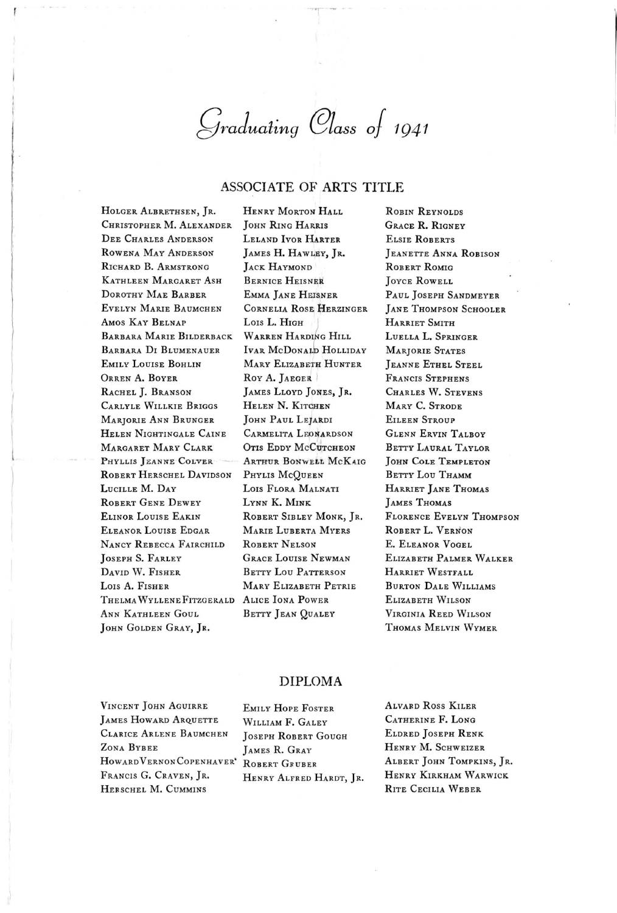# Graduating Class of 1941

## ASSOCIATE OF ARTS TITLE

Holger Albrethsen, Jr.
Christopher M. Alexander
Dee Charles Anderson
Rowena May Anderson
Richard B. Armstrong
Kathleen Margaret Ash
Dorothy Mae Barber
Evelyn Marie Baumchen
Amos Kay Belnap
Barbara Marie Bilderback
Barbara Di Blumenauer
Emily Louise Bohlin
Orren A. Boyer
Rachel J. Branson
Carlyle Willkie Briggs
Marjorie Ann Brunger
Helen Nightingale Caine
Margaret Mary Clark
Phyllis Jeanne Colver
Robert Herschel Davidson
Lucille M. Day
Robert Gene Dewey
Elinor Louise Eakin
Eleanor Louise Edgar
Nancy Rebecca Fairchild
Joseph S. Farley
David W. Fisher
Lois A. Fisher
Thelma Wyllene Fitzgerald
Ann Kathleen Goul
John Golden Gray, Jr.
Henry Morton Hall
John Ring Harris
Leland Ivor Harter
James H. Hawley, Jr.
Jack Haymond
Bernice Heisner
Emma Jane Heisner
Cornelia Rose Herzinger
Lois L. High
Warren Harding Hill
Ivar McDonald Holliday
Mary Elizabeth Hunter
Roy A. Jaeger
James Lloyd Jones, Jr.
Helen N. Kitchen
John Paul Lejardi
Carmelita Leonardson
Otis Eddy McCutcheon
Arthur Bonwell McKaig
Phylis McQueen
Lois Flora Malnati
Lynn K. Mink
Robert Sibley Monk, Jr.
Marie Luberta Myers
Robert Nelson
Grace Louise Newman
Betty Lou Patterson
Mary Elizabeth Petrie
Alice Iona Power
Betty Jean Qualey
Robin Reynolds
Grace R. Rigney
Elsie Roberts
Jeanette Anna Robison
Robert Romig
Joyce Rowell
Paul Joseph Sandmeyer
Jane Thompson Schooler
Harriet Smith
Luella L. Springer
Marjorie States
Jeanne Ethel Steel
Francis Stephens
Charles W. Stevens
Mary C. Strode
Eileen Stroup
Glenn Ervin Talboy
Betty Laural Taylor
John Cole Templeton
Betty Lou Thamm
Harriet Jane Thomas
James Thomas
Florence Evelyn Thompson
Robert L. Vernon
E. Eleanor Vogel
Elizabeth Palmer Walker
Harriet Westfall
Burton Dale Williams
Elizabeth Wilson
Virginia Reed Wilson
Thomas Melvin Wymer

## DIPLOMA

Vincent John Aguirre
James Howard Arquette
Clarice Arlene Baumchen
Zona Bybee
Howard Vernon Copenhaver*
Francis G. Craven, Jr.
Herschel M. Cummins
Emily Hope Foster
William F. Galey
Joseph Robert Gough
James R. Gray
Robert Gruber
Henry Alfred Hardt, Jr.
Alvard Ross Kiler
Catherine F. Long
Eldred Joseph Renk
Henry M. Schweizer
Albert John Tompkins, Jr.
Henry Kirkham Warwick
Rite Cecilia Weber